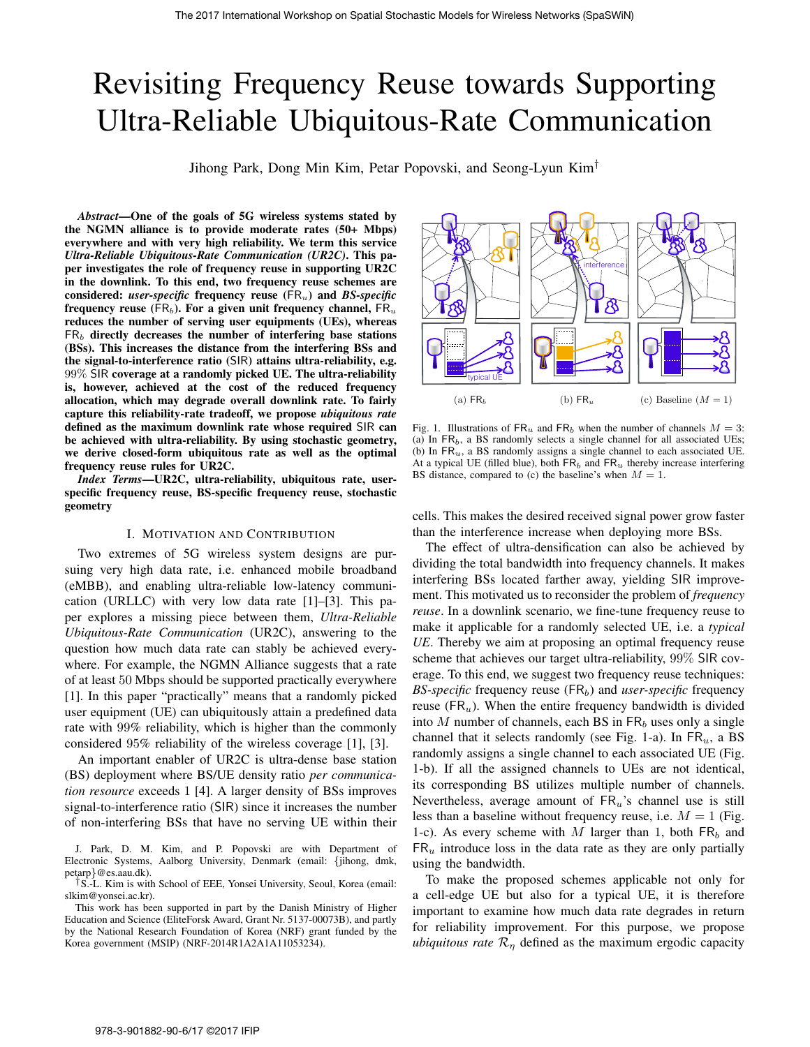# Revisiting Frequency Reuse towards Supporting Ultra-Reliable Ubiquitous-Rate Communication

Jihong Park, Dong Min Kim, Petar Popovski, and Seong-Lyun Kim[†]

***Abstract*—One of the goals of 5G wireless systems stated by the NGMN alliance is to provide moderate rates (50+ Mbps) everywhere and with very high reliability. We term this service *Ultra-Reliable Ubiquitous-Rate Communication (UR2C)*. This paper investigates the role of frequency reuse in supporting UR2C in the downlink. To this end, two frequency reuse schemes are considered: *user-specific* frequency reuse ($\mathsf{FR}_u$) and *BS-specific* frequency reuse ($\mathsf{FR}_b$). For a given unit frequency channel, $\mathsf{FR}_u$ reduces the number of serving user equipments (UEs), whereas $\mathsf{FR}_b$ directly decreases the number of interfering base stations (BSs). This increases the distance from the interfering BSs and the signal-to-interference ratio (SIR) attains ultra-reliability, e.g. 99% SIR coverage at a randomly picked UE. The ultra-reliability is, however, achieved at the cost of the reduced frequency allocation, which may degrade overall downlink rate. To fairly capture this reliability-rate tradeoff, we propose *ubiquitous rate* defined as the maximum downlink rate whose required SIR can be achieved with ultra-reliability. By using stochastic geometry, we derive closed-form ubiquitous rate as well as the optimal frequency reuse rules for UR2C.**

***Index Terms*—UR2C, ultra-reliability, ubiquitous rate, user-specific frequency reuse, BS-specific frequency reuse, stochastic geometry**

## I. Motivation and Contribution

Two extremes of 5G wireless system designs are pursuing very high data rate, i.e. enhanced mobile broadband (eMBB), and enabling ultra-reliable low-latency communication (URLLC) with very low data rate [1]–[3]. This paper explores a missing piece between them, *Ultra-Reliable Ubiquitous-Rate Communication* (UR2C), answering to the question how much data rate can stably be achieved everywhere. For example, the NGMN Alliance suggests that a rate of at least 50 Mbps should be supported practically everywhere [1]. In this paper "practically" means that a randomly picked user equipment (UE) can ubiquitously attain a predefined data rate with 99% reliability, which is higher than the commonly considered 95% reliability of the wireless coverage [1], [3].

An important enabler of UR2C is ultra-dense base station (BS) deployment where BS/UE density ratio *per communication resource* exceeds 1 [4]. A larger density of BSs improves signal-to-interference ratio (SIR) since it increases the number of non-interfering BSs that have no serving UE within their cells. This makes the desired received signal power grow faster than the interference increase when deploying more BSs.

The effect of ultra-densification can also be achieved by dividing the total bandwidth into frequency channels. It makes interfering BSs located farther away, yielding SIR improvement. This motivated us to reconsider the problem of *frequency reuse*. In a downlink scenario, we fine-tune frequency reuse to make it applicable for a randomly selected UE, i.e. a *typical UE*. Thereby we aim at proposing an optimal frequency reuse scheme that achieves our target ultra-reliability, 99% SIR coverage. To this end, we suggest two frequency reuse techniques: *BS-specific* frequency reuse ($\mathsf{FR}_b$) and *user-specific* frequency reuse ($\mathsf{FR}_u$). When the entire frequency bandwidth is divided into $M$ number of channels, each BS in $\mathsf{FR}_b$ uses only a single channel that it selects randomly (see Fig. 1-a). In $\mathsf{FR}_u$, a BS randomly assigns a single channel to each associated UE (Fig. 1-b). If all the assigned channels to UEs are not identical, its corresponding BS utilizes multiple number of channels. Nevertheless, average amount of $\mathsf{FR}_u$'s channel use is still less than a baseline without frequency reuse, i.e. $M = 1$ (Fig. 1-c). As every scheme with $M$ larger than 1, both $\mathsf{FR}_b$ and $\mathsf{FR}_u$ introduce loss in the data rate as they are only partially using the bandwidth.

typical UE

interference

(a) $\mathsf{FR}_b$ (b) $\mathsf{FR}_u$ (c) Baseline ($M = 1$)

Fig. 1. Illustrations of $\mathsf{FR}_u$ and $\mathsf{FR}_b$ when the number of channels $M = 3$: (a) In $\mathsf{FR}_b$, a BS randomly selects a single channel for all associated UEs; (b) In $\mathsf{FR}_u$, a BS randomly assigns a single channel to each associated UE. At a typical UE (filled blue), both $\mathsf{FR}_b$ and $\mathsf{FR}_u$ thereby increase interfering BS distance, compared to (c) the baseline's when $M = 1$.

To make the proposed schemes applicable not only for a cell-edge UE but also for a typical UE, it is therefore important to examine how much data rate degrades in return for reliability improvement. For this purpose, we propose *ubiquitous rate* $\mathcal{R}_\eta$ defined as the maximum ergodic capacity

J. Park, D. M. Kim, and P. Popovski are with Department of Electronic Systems, Aalborg University, Denmark (email: {jihong, dmk, petarp}@es.aau.dk).

[†]S.-L. Kim is with School of EEE, Yonsei University, Seoul, Korea (email: slkim@yonsei.ac.kr).

This work has been supported in part by the Danish Ministry of Higher Education and Science (EliteForsk Award, Grant Nr. 5137-00073B), and partly by the National Research Foundation of Korea (NRF) grant funded by the Korea government (MSIP) (NRF-2014R1A2A1A11053234).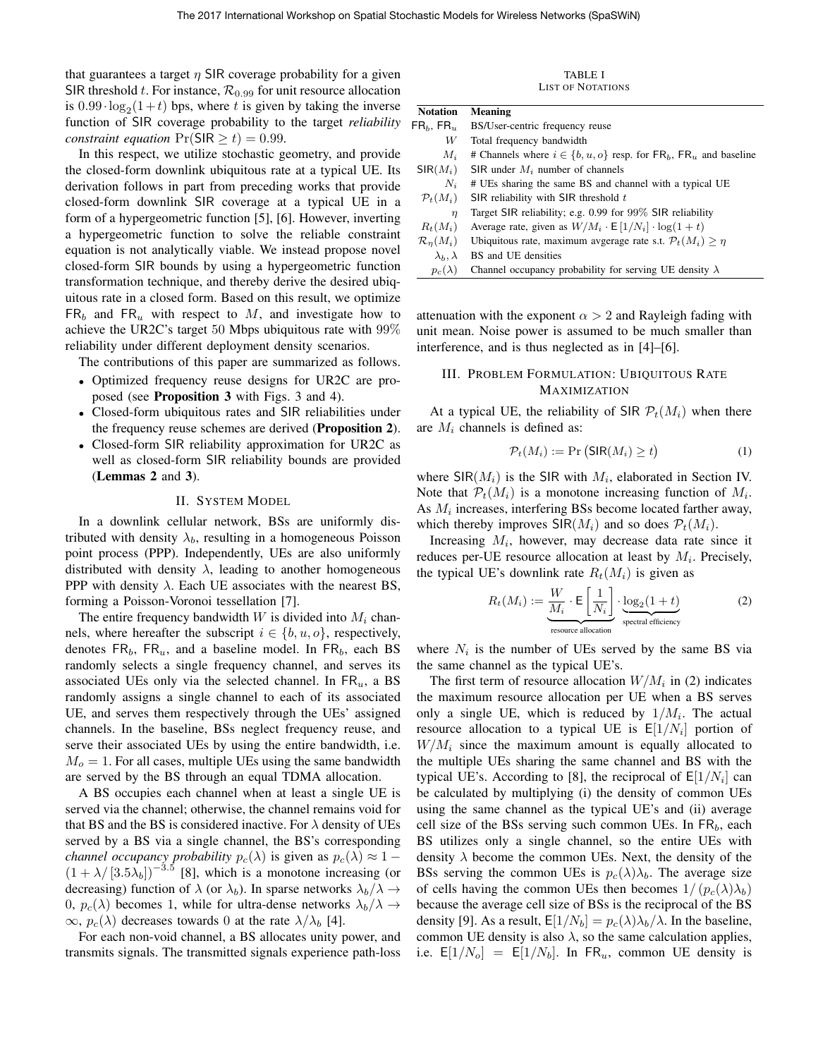that guarantees a target $\eta$ SIR coverage probability for a given SIR threshold $t$. For instance, $\mathcal{R}_{0.99}$ for unit resource allocation is $0.99 \cdot \log_2(1+t)$ bps, where $t$ is given by taking the inverse function of SIR coverage probability to the target *reliability constraint equation* $\Pr(\mathsf{SIR} \geq t) = 0.99$.

In this respect, we utilize stochastic geometry, and provide the closed-form downlink ubiquitous rate at a typical UE. Its derivation follows in part from preceding works that provide closed-form downlink SIR coverage at a typical UE in a form of a hypergeometric function [5], [6]. However, inverting a hypergeometric function to solve the reliable constraint equation is not analytically viable. We instead propose novel closed-form SIR bounds by using a hypergeometric function transformation technique, and thereby derive the desired ubiquitous rate in a closed form. Based on this result, we optimize $\mathsf{FR}_b$ and $\mathsf{FR}_u$ with respect to $M$, and investigate how to achieve the UR2C's target 50 Mbps ubiquitous rate with 99% reliability under different deployment density scenarios.

The contributions of this paper are summarized as follows.

- Optimized frequency reuse designs for UR2C are proposed (see **Proposition 3** with Figs. 3 and 4).
- Closed-form ubiquitous rates and SIR reliabilities under the frequency reuse schemes are derived (**Proposition 2**).
- Closed-form SIR reliability approximation for UR2C as well as closed-form SIR reliability bounds are provided (**Lemmas 2** and **3**).

## II. System Model

In a downlink cellular network, BSs are uniformly distributed with density $\lambda_b$, resulting in a homogeneous Poisson point process (PPP). Independently, UEs are also uniformly distributed with density $\lambda$, leading to another homogeneous PPP with density $\lambda$. Each UE associates with the nearest BS, forming a Poisson-Voronoi tessellation [7].

The entire frequency bandwidth $W$ is divided into $M_i$ channels, where hereafter the subscript $i \in \{b, u, o\}$, respectively, denotes $\mathsf{FR}_b$, $\mathsf{FR}_u$, and a baseline model. In $\mathsf{FR}_b$, each BS randomly selects a single frequency channel, and serves its associated UEs only via the selected channel. In $\mathsf{FR}_u$, a BS randomly assigns a single channel to each of its associated UE, and serves them respectively through the UEs' assigned channels. In the baseline, BSs neglect frequency reuse, and serve their associated UEs by using the entire bandwidth, i.e. $M_o = 1$. For all cases, multiple UEs using the same bandwidth are served by the BS through an equal TDMA allocation.

A BS occupies each channel when at least a single UE is served via the channel; otherwise, the channel remains void for that BS and the BS is considered inactive. For $\lambda$ density of UEs served by a BS via a single channel, the BS's corresponding *channel occupancy probability* $p_c(\lambda)$ is given as $p_c(\lambda) \approx 1 - (1 + \lambda/[3.5\lambda_b])^{-3.5}$ [8], which is a monotone increasing (or decreasing) function of $\lambda$ (or $\lambda_b$). In sparse networks $\lambda_b/\lambda \to 0$, $p_c(\lambda)$ becomes 1, while for ultra-dense networks $\lambda_b/\lambda \to \infty$, $p_c(\lambda)$ decreases towards 0 at the rate $\lambda/\lambda_b$ [4].

For each non-void channel, a BS allocates unity power, and transmits signals. The transmitted signals experience path-loss attenuation with the exponent $\alpha > 2$ and Rayleigh fading with unit mean. Noise power is assumed to be much smaller than interference, and is thus neglected as in [4]–[6].

TABLE I
List of Notations

| Notation | Meaning |
|---|---|
| $\mathsf{FR}_b$, $\mathsf{FR}_u$ | BS/User-centric frequency reuse |
| $W$ | Total frequency bandwidth |
| $M_i$ | # Channels where $i \in \{b, u, o\}$ resp. for $\mathsf{FR}_b$, $\mathsf{FR}_u$ and baseline |
| $\mathsf{SIR}(M_i)$ | SIR under $M_i$ number of channels |
| $N_i$ | # UEs sharing the same BS and channel with a typical UE |
| $\mathcal{P}_t(M_i)$ | SIR reliability with SIR threshold $t$ |
| $\eta$ | Target SIR reliability; e.g. 0.99 for 99% SIR reliability |
| $R_t(M_i)$ | Average rate, given as $W/M_i \cdot \mathsf{E}[1/N_i] \cdot \log(1+t)$ |
| $\mathcal{R}_\eta(M_i)$ | Ubiquitous rate, maximum avgerage rate s.t. $\mathcal{P}_t(M_i) \geq \eta$ |
| $\lambda_b, \lambda$ | BS and UE densities |
| $p_c(\lambda)$ | Channel occupancy probability for serving UE density $\lambda$ |

## III. Problem Formulation: Ubiquitous Rate Maximization

At a typical UE, the reliability of SIR $\mathcal{P}_t(M_i)$ when there are $M_i$ channels is defined as:

$$\mathcal{P}_t(M_i) := \Pr\left(\mathsf{SIR}(M_i) \geq t\right) \tag{1}$$

where $\mathsf{SIR}(M_i)$ is the SIR with $M_i$, elaborated in Section IV. Note that $\mathcal{P}_t(M_i)$ is a monotone increasing function of $M_i$. As $M_i$ increases, interfering BSs become located farther away, which thereby improves $\mathsf{SIR}(M_i)$ and so does $\mathcal{P}_t(M_i)$.

Increasing $M_i$, however, may decrease data rate since it reduces per-UE resource allocation at least by $M_i$. Precisely, the typical UE's downlink rate $R_t(M_i)$ is given as

$$R_t(M_i) := \underbrace{\frac{W}{M_i} \cdot \mathsf{E}\left[\frac{1}{N_i}\right]}_{\text{resource allocation}} \cdot \underbrace{\log_2(1+t)}_{\text{spectral efficiency}} \tag{2}$$

where $N_i$ is the number of UEs served by the same BS via the same channel as the typical UE's.

The first term of resource allocation $W/M_i$ in (2) indicates the maximum resource allocation per UE when a BS serves only a single UE, which is reduced by $1/M_i$. The actual resource allocation to a typical UE is $\mathsf{E}[1/N_i]$ portion of $W/M_i$ since the maximum amount is equally allocated to the multiple UEs sharing the same channel and BS with the typical UE's. According to [8], the reciprocal of $\mathsf{E}[1/N_i]$ can be calculated by multiplying (i) the density of common UEs using the same channel as the typical UE's and (ii) average cell size of the BSs serving such common UEs. In $\mathsf{FR}_b$, each BS utilizes only a single channel, so the entire UEs with density $\lambda$ become the common UEs. Next, the density of the BSs serving the common UEs is $p_c(\lambda)\lambda_b$. The average size of cells having the common UEs then becomes $1/\left(p_c(\lambda)\lambda_b\right)$ because the average cell size of BSs is the reciprocal of the BS density [9]. As a result, $\mathsf{E}[1/N_b] = p_c(\lambda)\lambda_b/\lambda$. In the baseline, common UE density is also $\lambda$, so the same calculation applies, i.e. $\mathsf{E}[1/N_o] = \mathsf{E}[1/N_b]$. In $\mathsf{FR}_u$, common UE density is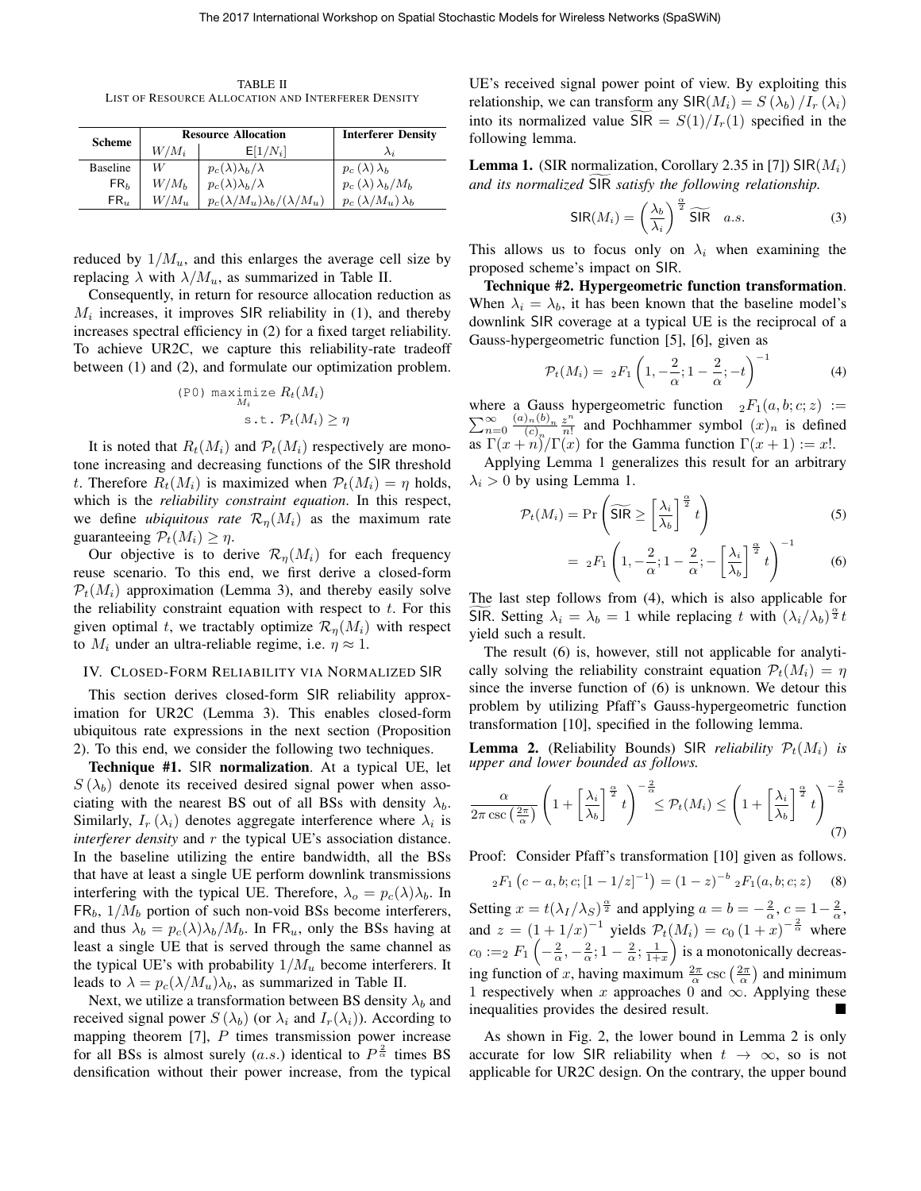TABLE II
LIST OF RESOURCE ALLOCATION AND INTERFERER DENSITY

| Scheme | Resource Allocation | | Interferer Density |
|---|---|---|---|
| | $W/M_i$ | $\mathsf{E}[1/N_i]$ | $\lambda_i$ |
| Baseline | $W$ | $p_c(\lambda)\lambda_b/\lambda$ | $p_c(\lambda)\lambda_b$ |
| $\mathsf{FR}_b$ | $W/M_b$ | $p_c(\lambda)\lambda_b/\lambda$ | $p_c(\lambda)\lambda_b/M_b$ |
| $\mathsf{FR}_u$ | $W/M_u$ | $p_c(\lambda/M_u)\lambda_b/(\lambda/M_u)$ | $p_c(\lambda/M_u)\lambda_b$ |

reduced by $1/M_u$, and this enlarges the average cell size by replacing $\lambda$ with $\lambda/M_u$, as summarized in Table II.

Consequently, in return for resource allocation reduction as $M_i$ increases, it improves SIR reliability in (1), and thereby increases spectral efficiency in (2) for a fixed target reliability. To achieve UR2C, we capture this reliability-rate tradeoff between (1) and (2), and formulate our optimization problem.

$$
\begin{aligned}
\text{(P0)} \ \underset{M_i}{\text{maximize}} \ & R_t(M_i) \\
\text{s.t.} \ & \mathcal{P}_t(M_i) \geq \eta
\end{aligned}
$$

It is noted that $R_t(M_i)$ and $\mathcal{P}_t(M_i)$ respectively are monotone increasing and decreasing functions of the SIR threshold $t$. Therefore $R_t(M_i)$ is maximized when $\mathcal{P}_t(M_i) = \eta$ holds, which is the *reliability constraint equation*. In this respect, we define *ubiquitous rate* $\mathcal{R}_\eta(M_i)$ as the maximum rate guaranteeing $\mathcal{P}_t(M_i) \geq \eta$.

Our objective is to derive $\mathcal{R}_\eta(M_i)$ for each frequency reuse scenario. To this end, we first derive a closed-form $\mathcal{P}_t(M_i)$ approximation (Lemma 3), and thereby easily solve the reliability constraint equation with respect to $t$. For this given optimal $t$, we tractably optimize $\mathcal{R}_\eta(M_i)$ with respect to $M_i$ under an ultra-reliable regime, i.e. $\eta \approx 1$.

## IV. Closed-Form Reliability via Normalized SIR

This section derives closed-form SIR reliability approximation for UR2C (Lemma 3). This enables closed-form ubiquitous rate expressions in the next section (Proposition 2). To this end, we consider the following two techniques.

**Technique #1. SIR normalization**. At a typical UE, let $S(\lambda_b)$ denote its received desired signal power when associating with the nearest BS out of all BSs with density $\lambda_b$. Similarly, $I_r(\lambda_i)$ denotes aggregate interference where $\lambda_i$ is *interferer density* and $r$ the typical UE's association distance. In the baseline utilizing the entire bandwidth, all the BSs that have at least a single UE perform downlink transmissions interfering with the typical UE. Therefore, $\lambda_o = p_c(\lambda)\lambda_b$. In $\mathsf{FR}_b$, $1/M_b$ portion of such non-void BSs become interferers, and thus $\lambda_b = p_c(\lambda)\lambda_b/M_b$. In $\mathsf{FR}_u$, only the BSs having at least a single UE that is served through the same channel as the typical UE's with probability $1/M_u$ become interferers. It leads to $\lambda = p_c(\lambda/M_u)\lambda_b$, as summarized in Table II.

Next, we utilize a transformation between BS density $\lambda_b$ and received signal power $S(\lambda_b)$ (or $\lambda_i$ and $I_r(\lambda_i)$). According to mapping theorem [7], $P$ times transmission power increase for all BSs is almost surely ($a.s.$) identical to $P^{\frac{2}{\alpha}}$ times BS densification without their power increase, from the typical UE's received signal power point of view. By exploiting this relationship, we can transform any $\mathsf{SIR}(M_i) = S(\lambda_b)/I_r(\lambda_i)$ into its normalized value $\widetilde{\mathsf{SIR}} = S(1)/I_r(1)$ specified in the following lemma.

**Lemma 1.** (SIR normalization, Corollary 2.35 in [7]) *$\mathsf{SIR}(M_i)$ and its normalized $\widetilde{\mathsf{SIR}}$ satisfy the following relationship.*

$$
\mathsf{SIR}(M_i) = \left(\frac{\lambda_b}{\lambda_i}\right)^{\frac{\alpha}{2}} \widetilde{\mathsf{SIR}} \quad a.s. \tag{3}
$$

This allows us to focus only on $\lambda_i$ when examining the proposed scheme's impact on SIR.

**Technique #2. Hypergeometric function transformation**. When $\lambda_i = \lambda_b$, it has been known that the baseline model's downlink SIR coverage at a typical UE is the reciprocal of a Gauss-hypergeometric function [5], [6], given as

$$
\mathcal{P}_t(M_i) = {}_2F_1\left(1, -\frac{2}{\alpha}; 1-\frac{2}{\alpha}; -t\right)^{-1} \tag{4}
$$

where a Gauss hypergeometric function ${}_2F_1(a,b;c;z) := \sum_{n=0}^{\infty} \frac{(a)_n (b)_n}{(c)_n} \frac{z^n}{n!}$ and Pochhammer symbol $(x)_n$ is defined as $\Gamma(x+n)/\Gamma(x)$ for the Gamma function $\Gamma(x+1) := x!$.

Applying Lemma 1 generalizes this result for an arbitrary $\lambda_i > 0$ by using Lemma 1.

$$
\mathcal{P}_t(M_i) = \Pr\left(\widetilde{\mathsf{SIR}} \geq \left[\frac{\lambda_i}{\lambda_b}\right]^{\frac{\alpha}{2}} t\right) \tag{5}
$$

$$
= {}_2F_1\left(1, -\frac{2}{\alpha}; 1-\frac{2}{\alpha}; -\left[\frac{\lambda_i}{\lambda_b}\right]^{\frac{\alpha}{2}} t\right)^{-1} \tag{6}
$$

The last step follows from (4), which is also applicable for $\widetilde{\mathsf{SIR}}$. Setting $\lambda_i = \lambda_b = 1$ while replacing $t$ with $(\lambda_i/\lambda_b)^{\frac{\alpha}{2}} t$ yield such a result.

The result (6) is, however, still not applicable for analytically solving the reliability constraint equation $\mathcal{P}_t(M_i) = \eta$ since the inverse function of (6) is unknown. We detour this problem by utilizing Pfaff's Gauss-hypergeometric function transformation [10], specified in the following lemma.

**Lemma 2.** (Reliability Bounds) *SIR reliability $\mathcal{P}_t(M_i)$ is upper and lower bounded as follows.*

$$
\frac{\alpha}{2\pi \csc\left(\frac{2\pi}{\alpha}\right)} \left(1 + \left[\frac{\lambda_i}{\lambda_b}\right]^{\frac{\alpha}{2}} t\right)^{-\frac{2}{\alpha}} \leq \mathcal{P}_t(M_i) \leq \left(1 + \left[\frac{\lambda_i}{\lambda_b}\right]^{\frac{\alpha}{2}} t\right)^{-\frac{2}{\alpha}} \tag{7}
$$

Proof: Consider Pfaff's transformation [10] given as follows.

$$
{}_2F_1\left(c-a, b; c; [1-1/z]^{-1}\right) = (1-z)^{-b} \, {}_2F_1(a,b;c;z) \tag{8}
$$

Setting $x = t(\lambda_I/\lambda_S)^{\frac{\alpha}{2}}$ and applying $a = b = -\frac{2}{\alpha}$, $c = 1-\frac{2}{\alpha}$, and $z = (1+1/x)^{-1}$ yields $\mathcal{P}_t(M_i) = c_0 (1+x)^{-\frac{2}{\alpha}}$ where $c_0 := {}_2F_1\left(-\frac{2}{\alpha}, -\frac{2}{\alpha}; 1-\frac{2}{\alpha}; \frac{1}{1+x}\right)$ is a monotonically decreasing function of $x$, having maximum $\frac{2\pi}{\alpha}\csc\left(\frac{2\pi}{\alpha}\right)$ and minimum 1 respectively when $x$ approaches 0 and $\infty$. Applying these inequalities provides the desired result. ∎

As shown in Fig. 2, the lower bound in Lemma 2 is only accurate for low SIR reliability when $t \to \infty$, so is not applicable for UR2C design. On the contrary, the upper bound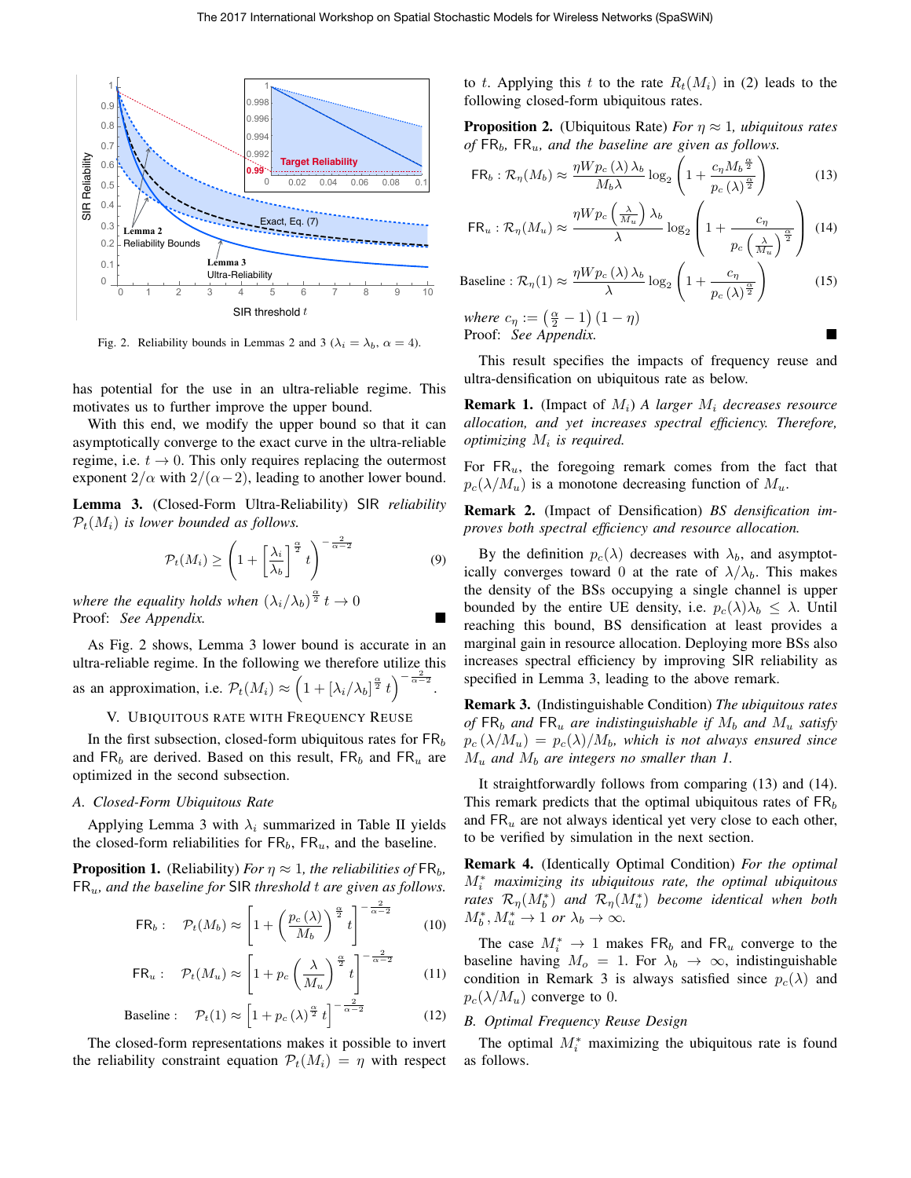1
0.9
0.8
0.7
0.6
0.5
0.4
0.3
0.2
0.1
0
SIR Reliability
0 1 2 3 4 5 6 7 8 9 10
SIR threshold $t$
Lemma 2
Reliability Bounds
Lemma 3
Ultra-Reliability
Exact, Eq. (7)
1
0.998
0.996
0.994
0.992
0.99
Target Reliability
0 0.02 0.04 0.06 0.08 0.1

Fig. 2. Reliability bounds in Lemmas 2 and 3 ($\lambda_i = \lambda_b$, $\alpha = 4$).

has potential for the use in an ultra-reliable regime. This motivates us to further improve the upper bound.

With this end, we modify the upper bound so that it can asymptotically converge to the exact curve in the ultra-reliable regime, i.e. $t \to 0$. This only requires replacing the outermost exponent $2/\alpha$ with $2/(\alpha-2)$, leading to another lower bound.

**Lemma 3.** (Closed-Form Ultra-Reliability) SIR *reliability* $\mathcal{P}_t(M_i)$ *is lower bounded as follows.*

$$\mathcal{P}_t(M_i) \geq \left(1 + \left[\frac{\lambda_i}{\lambda_b}\right]^{\frac{\alpha}{2}} t\right)^{-\frac{2}{\alpha-2}} \tag{9}$$

*where the equality holds when* $(\lambda_i/\lambda_b)^{\frac{\alpha}{2}} t \to 0$

Proof: *See Appendix.* ■

As Fig. 2 shows, Lemma 3 lower bound is accurate in an ultra-reliable regime. In the following we therefore utilize this as an approximation, i.e. $\mathcal{P}_t(M_i) \approx \left(1 + [\lambda_i/\lambda_b]^{\frac{\alpha}{2}} t\right)^{-\frac{2}{\alpha-2}}$.

## V. Ubiquitous Rate with Frequency Reuse

In the first subsection, closed-form ubiquitous rates for $\mathsf{FR}_b$ and $\mathsf{FR}_b$ are derived. Based on this result, $\mathsf{FR}_b$ and $\mathsf{FR}_u$ are optimized in the second subsection.

### A. Closed-Form Ubiquitous Rate

Applying Lemma 3 with $\lambda_i$ summarized in Table II yields the closed-form reliabilities for $\mathsf{FR}_b$, $\mathsf{FR}_u$, and the baseline.

**Proposition 1.** (Reliability) *For* $\eta \approx 1$*, the reliabilities of* $\mathsf{FR}_b$*,* $\mathsf{FR}_u$*, and the baseline for* SIR *threshold* $t$ *are given as follows.*

$$\mathsf{FR}_b: \quad \mathcal{P}_t(M_b) \approx \left[1 + \left(\frac{p_c(\lambda)}{M_b}\right)^{\frac{\alpha}{2}} t\right]^{-\frac{2}{\alpha-2}} \tag{10}$$

$$\mathsf{FR}_u: \quad \mathcal{P}_t(M_u) \approx \left[1 + p_c\left(\frac{\lambda}{M_u}\right)^{\frac{\alpha}{2}} t\right]^{-\frac{2}{\alpha-2}} \tag{11}$$

$$\text{Baseline}: \quad \mathcal{P}_t(1) \approx \left[1 + p_c(\lambda)^{\frac{\alpha}{2}} t\right]^{-\frac{2}{\alpha-2}} \tag{12}$$

The closed-form representations makes it possible to invert the reliability constraint equation $\mathcal{P}_t(M_i) = \eta$ with respect to $t$. Applying this $t$ to the rate $R_t(M_i)$ in (2) leads to the following closed-form ubiquitous rates.

**Proposition 2.** (Ubiquitous Rate) *For* $\eta \approx 1$*, ubiquitous rates of* $\mathsf{FR}_b$*,* $\mathsf{FR}_u$*, and the baseline are given as follows.*

$$\mathsf{FR}_b: \mathcal{R}_\eta(M_b) \approx \frac{\eta W p_c(\lambda)\lambda_b}{M_b \lambda} \log_2\left(1 + \frac{c_\eta M_b^{\frac{\alpha}{2}}}{p_c(\lambda)^{\frac{\alpha}{2}}}\right) \tag{13}$$

$$\mathsf{FR}_u: \mathcal{R}_\eta(M_u) \approx \frac{\eta W p_c\left(\frac{\lambda}{M_u}\right)\lambda_b}{\lambda} \log_2\left(1 + \frac{c_\eta}{p_c\left(\frac{\lambda}{M_u}\right)^{\frac{\alpha}{2}}}\right) \tag{14}$$

$$\text{Baseline}: \mathcal{R}_\eta(1) \approx \frac{\eta W p_c(\lambda)\lambda_b}{\lambda} \log_2\left(1 + \frac{c_\eta}{p_c(\lambda)^{\frac{\alpha}{2}}}\right) \tag{15}$$

*where* $c_\eta := \left(\frac{\alpha}{2} - 1\right)(1-\eta)$

Proof: *See Appendix.* ■

This result specifies the impacts of frequency reuse and ultra-densification on ubiquitous rate as below.

**Remark 1.** (Impact of $M_i$) *A larger* $M_i$ *decreases resource allocation, and yet increases spectral efficiency. Therefore, optimizing* $M_i$ *is required.*

For $\mathsf{FR}_u$, the foregoing remark comes from the fact that $p_c(\lambda/M_u)$ is a monotone decreasing function of $M_u$.

**Remark 2.** (Impact of Densification) *BS densification improves both spectral efficiency and resource allocation.*

By the definition $p_c(\lambda)$ decreases with $\lambda_b$, and asymptotically converges toward 0 at the rate of $\lambda/\lambda_b$. This makes the density of the BSs occupying a single channel is upper bounded by the entire UE density, i.e. $p_c(\lambda)\lambda_b \leq \lambda$. Until reaching this bound, BS densification at least provides a marginal gain in resource allocation. Deploying more BSs also increases spectral efficiency by improving SIR reliability as specified in Lemma 3, leading to the above remark.

**Remark 3.** (Indistinguishable Condition) *The ubiquitous rates of* $\mathsf{FR}_b$ *and* $\mathsf{FR}_u$ *are indistinguishable if* $M_b$ *and* $M_u$ *satisfy* $p_c(\lambda/M_u) = p_c(\lambda)/M_b$*, which is not always ensured since* $M_u$ *and* $M_b$ *are integers no smaller than 1.*

It straightforwardly follows from comparing (13) and (14). This remark predicts that the optimal ubiquitous rates of $\mathsf{FR}_b$ and $\mathsf{FR}_u$ are not always identical yet very close to each other, to be verified by simulation in the next section.

**Remark 4.** (Identically Optimal Condition) *For the optimal* $M_i^*$ *maximizing its ubiquitous rate, the optimal ubiquitous rates* $\mathcal{R}_\eta(M_b^*)$ *and* $\mathcal{R}_\eta(M_u^*)$ *become identical when both* $M_b^*, M_u^* \to 1$ *or* $\lambda_b \to \infty$.

The case $M_i^* \to 1$ makes $\mathsf{FR}_b$ and $\mathsf{FR}_u$ converge to the baseline having $M_o = 1$. For $\lambda_b \to \infty$, indistinguishable condition in Remark 3 is always satisfied since $p_c(\lambda)$ and $p_c(\lambda/M_u)$ converge to 0.

### B. Optimal Frequency Reuse Design

The optimal $M_i^*$ maximizing the ubiquitous rate is found as follows.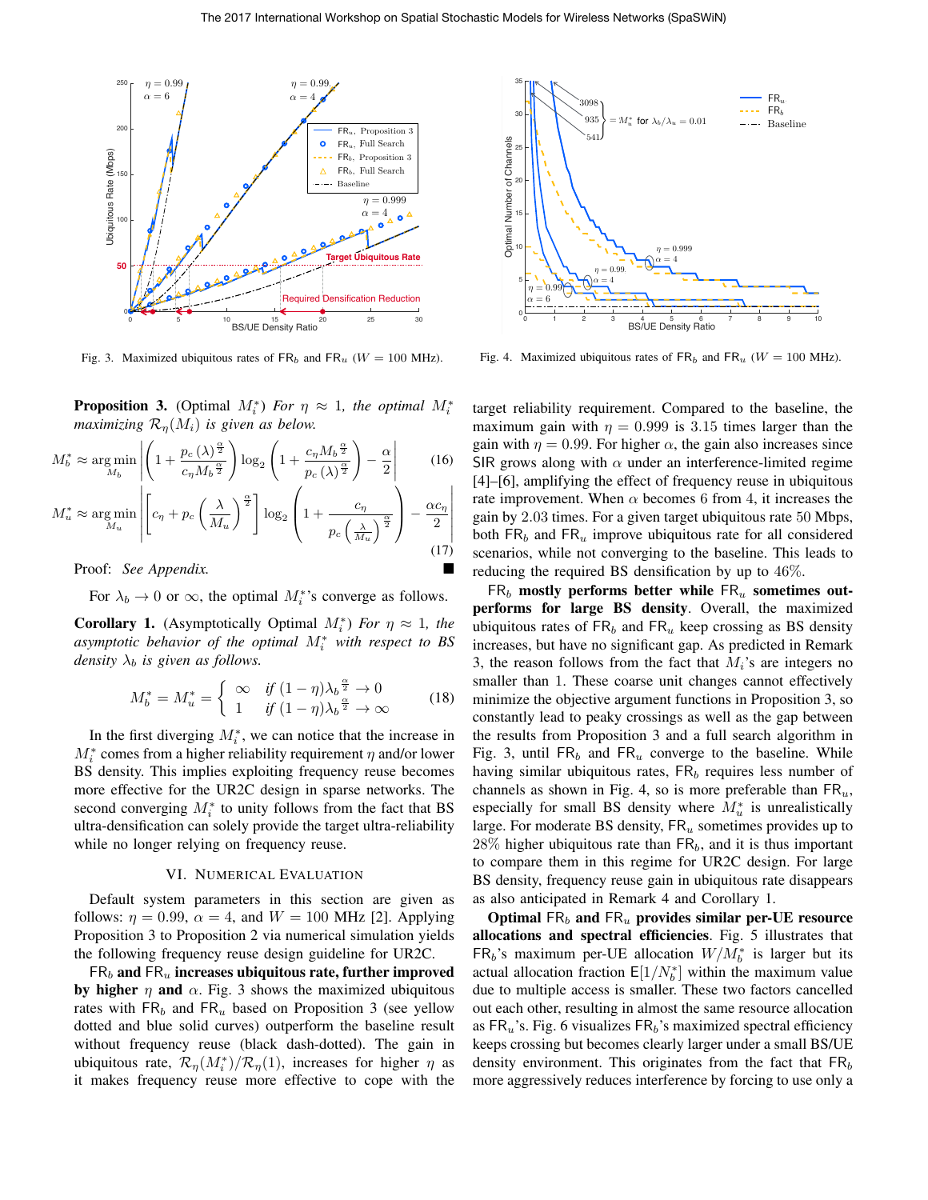250
200
150
100
50
0
0 5 10 15 20 25 30
Ubiquitous Rate (Mbps)
BS/UE Density Ratio
$\eta = 0.99$
$\alpha = 6$
$\eta = 0.99$
$\alpha = 4$
$\eta = 0.999$
$\alpha = 4$
FR$_u$, Proposition 3
FR$_u$, Full Search
FR$_b$, Proposition 3
FR$_b$, Full Search
Baseline
Target Ubiquitous Rate
Required Densification Reduction

Fig. 3. Maximized ubiquitous rates of FR$_b$ and FR$_u$ ($W = 100$ MHz).

35
30
25
20
15
10
5
0
0 1 2 3 4 5 6 7 8 9 10
Optimal Number of Channels
BS/UE Density Ratio
3098
935
541
$= M_u^*$ for $\lambda_b/\lambda_u = 0.01$
FR$_u$
FR$_b$
Baseline
$\eta = 0.999$
$\alpha = 4$
$\eta = 0.99$
$\alpha = 4$
$\eta = 0.99$
$\alpha = 6$

Fig. 4. Maximized ubiquitous rates of FR$_b$ and FR$_u$ ($W = 100$ MHz).

**Proposition 3.** (Optimal $M_i^*$) *For $\eta \approx 1$, the optimal $M_i^*$ maximizing $\mathcal{R}_\eta(M_i)$ is given as below.*

$$M_b^* \approx \arg\min_{M_b} \left| \left(1 + \frac{p_c(\lambda)^{\frac{\alpha}{2}}}{c_\eta M_b^{\frac{\alpha}{2}}}\right) \log_2\left(1 + \frac{c_\eta M_b^{\frac{\alpha}{2}}}{p_c(\lambda)^{\frac{\alpha}{2}}}\right) - \frac{\alpha}{2} \right| \quad (16)$$

$$M_u^* \approx \arg\min_{M_u} \left| \left[c_\eta + p_c\left(\frac{\lambda}{M_u}\right)^{\frac{\alpha}{2}}\right] \log_2\left(1 + \frac{c_\eta}{p_c\left(\frac{\lambda}{M_u}\right)^{\frac{\alpha}{2}}}\right) - \frac{\alpha c_\eta}{2} \right| \quad (17)$$

Proof: *See Appendix.* ■

For $\lambda_b \to 0$ or $\infty$, the optimal $M_i^*$'s converge as follows.

**Corollary 1.** (Asymptotically Optimal $M_i^*$) *For $\eta \approx 1$, the asymptotic behavior of the optimal $M_i^*$ with respect to BS density $\lambda_b$ is given as follows.*

$$M_b^* = M_u^* = \begin{cases} \infty & \text{if } (1-\eta)\lambda_b^{\frac{\alpha}{2}} \to 0 \\ 1 & \text{if } (1-\eta)\lambda_b^{\frac{\alpha}{2}} \to \infty \end{cases} \quad (18)$$

In the first diverging $M_i^*$, we can notice that the increase in $M_i^*$ comes from a higher reliability requirement $\eta$ and/or lower BS density. This implies exploiting frequency reuse becomes more effective for the UR2C design in sparse networks. The second converging $M_i^*$ to unity follows from the fact that BS ultra-densification can solely provide the target ultra-reliability while no longer relying on frequency reuse.

## VI. Numerical Evaluation

Default system parameters in this section are given as follows: $\eta = 0.99$, $\alpha = 4$, and $W = 100$ MHz [2]. Applying Proposition 3 to Proposition 2 via numerical simulation yields the following frequency reuse design guideline for UR2C.

FR$_b$ **and** FR$_u$ **increases ubiquitous rate, further improved by higher** $\eta$ **and** $\alpha$. Fig. 3 shows the maximized ubiquitous rates with FR$_b$ and FR$_u$ based on Proposition 3 (see yellow dotted and blue solid curves) outperform the baseline result without frequency reuse (black dash-dotted). The gain in ubiquitous rate, $\mathcal{R}_\eta(M_i^*)/\mathcal{R}_\eta(1)$, increases for higher $\eta$ as it makes frequency reuse more effective to cope with the target reliability requirement. Compared to the baseline, the maximum gain with $\eta = 0.999$ is 3.15 times larger than the gain with $\eta = 0.99$. For higher $\alpha$, the gain also increases since SIR grows along with $\alpha$ under an interference-limited regime [4]–[6], amplifying the effect of frequency reuse in ubiquitous rate improvement. When $\alpha$ becomes 6 from 4, it increases the gain by 2.03 times. For a given target ubiquitous rate 50 Mbps, both FR$_b$ and FR$_u$ improve ubiquitous rate for all considered scenarios, while not converging to the baseline. This leads to reducing the required BS densification by up to 46%.

FR$_b$ **mostly performs better while** FR$_u$ **sometimes outperforms for large BS density**. Overall, the maximized ubiquitous rates of FR$_b$ and FR$_u$ keep crossing as BS density increases, but have no significant gap. As predicted in Remark 3, the reason follows from the fact that $M_i$'s are integers no smaller than 1. These coarse unit changes cannot effectively minimize the objective argument functions in Proposition 3, so constantly lead to peaky crossings as well as the gap between the results from Proposition 3 and a full search algorithm in Fig. 3, until FR$_b$ and FR$_u$ converge to the baseline. While having similar ubiquitous rates, FR$_b$ requires less number of channels as shown in Fig. 4, so is more preferable than FR$_u$, especially for small BS density where $M_u^*$ is unrealistically large. For moderate BS density, FR$_u$ sometimes provides up to 28% higher ubiquitous rate than FR$_b$, and it is thus important to compare them in this regime for UR2C design. For large BS density, frequency reuse gain in ubiquitous rate disappears as also anticipated in Remark 4 and Corollary 1.

**Optimal** FR$_b$ **and** FR$_u$ **provides similar per-UE resource allocations and spectral efficiencies**. Fig. 5 illustrates that FR$_b$'s maximum per-UE allocation $W/M_b^*$ is larger but its actual allocation fraction $\mathsf{E}[1/N_b^*]$ within the maximum value due to multiple access is smaller. These two factors cancelled out each other, resulting in almost the same resource allocation as FR$_u$'s. Fig. 6 visualizes FR$_b$'s maximized spectral efficiency keeps crossing but becomes clearly larger under a small BS/UE density environment. This originates from the fact that FR$_b$ more aggressively reduces interference by forcing to use only a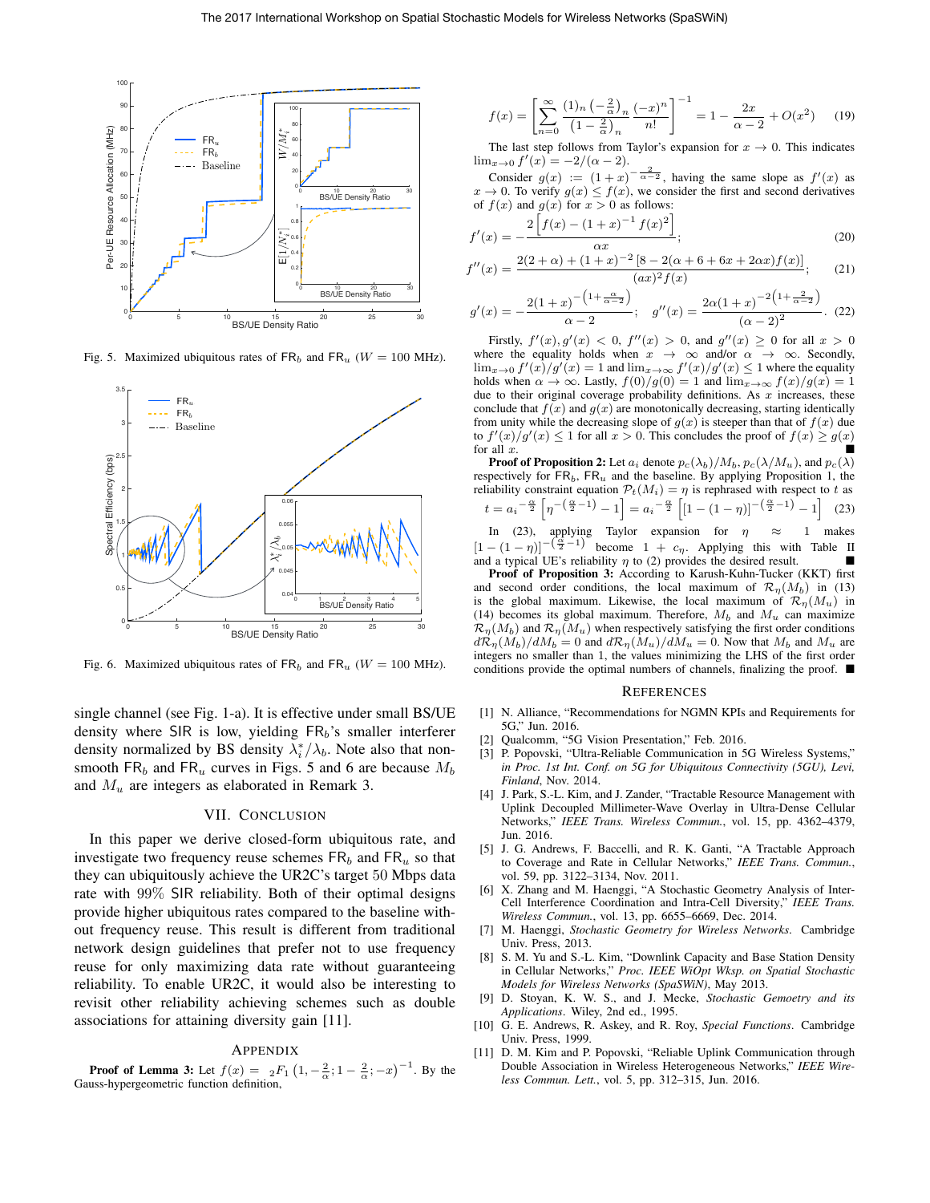Per-UE Resource Allocation (MHz)
100
90
80
70
60
50
40
30
20
10
0
0 5 10 15 20 25 30
BS/UE Density Ratio
$\text{FR}_u$
$\text{FR}_b$
Baseline
$W/M_i^*$
100 80 60 40 20 0
0 10 20 30
BS/UE Density Ratio
$\mathrm{E}[1/N_i^*]$
1 0.8 0.6 0.4 0.2 0
0 10 20 30
BS/UE Density Ratio

Fig. 5. Maximized ubiquitous rates of $\text{FR}_b$ and $\text{FR}_u$ ($W = 100$ MHz).

Spectral Efficiency (bps)
3.5
3
2.5
2
1.5
1
0.5
0
0 5 10 15 20 25 30
BS/UE Density Ratio
$\text{FR}_u$
$\text{FR}_b$
Baseline
$\lambda_i^*/\lambda_b$
0.06 0.055 0.05 0.045 0.04
0 1 2 3 4 5
BS/UE Density Ratio

Fig. 6. Maximized ubiquitous rates of $\text{FR}_b$ and $\text{FR}_u$ ($W = 100$ MHz).

single channel (see Fig. 1-a). It is effective under small BS/UE density where SIR is low, yielding $\text{FR}_b$'s smaller interferer density normalized by BS density $\lambda_i^*/\lambda_b$. Note also that non-smooth $\text{FR}_b$ and $\text{FR}_u$ curves in Figs. 5 and 6 are because $M_b$ and $M_u$ are integers as elaborated in Remark 3.

## VII. Conclusion

In this paper we derive closed-form ubiquitous rate, and investigate two frequency reuse schemes $\text{FR}_b$ and $\text{FR}_u$ so that they can ubiquitously achieve the UR2C's target 50 Mbps data rate with 99% SIR reliability. Both of their optimal designs provide higher ubiquitous rates compared to the baseline without frequency reuse. This result is different from traditional network design guidelines that prefer not to use frequency reuse for only maximizing data rate without guaranteeing reliability. To enable UR2C, it would also be interesting to revisit other reliability achieving schemes such as double associations for attaining diversity gain [11].

## Appendix

**Proof of Lemma 3:** Let $f(x) = {}_2F_1\left(1, -\frac{2}{\alpha}; 1 - \frac{2}{\alpha}; -x\right)^{-1}$. By the Gauss-hypergeometric function definition,

$$f(x) = \left[\sum_{n=0}^{\infty} \frac{(1)_n \left(-\frac{2}{\alpha}\right)_n}{\left(1 - \frac{2}{\alpha}\right)_n} \frac{(-x)^n}{n!}\right]^{-1} = 1 - \frac{2x}{\alpha - 2} + O(x^2) \quad (19)$$

The last step follows from Taylor's expansion for $x \to 0$. This indicates $\lim_{x\to 0} f'(x) = -2/(\alpha - 2)$.

Consider $g(x) := (1 + x)^{-\frac{2}{\alpha - 2}}$, having the same slope as $f'(x)$ as $x \to 0$. To verify $g(x) \leq f(x)$, we consider the first and second derivatives of $f(x)$ and $g(x)$ for $x > 0$ as follows:

$$f'(x) = -\frac{2\left[f(x) - (1 + x)^{-1} f(x)^2\right]}{\alpha x}; \quad (20)$$

$$f''(x) = \frac{2(2 + \alpha) + (1 + x)^{-2}\left[8 - 2(\alpha + 6 + 6x + 2\alpha x) f(x)\right]}{(\alpha x)^2 f(x)}; \quad (21)$$

$$g'(x) = -\frac{2(1 + x)^{-\left(1 + \frac{\alpha}{\alpha - 2}\right)}}{\alpha - 2}; \quad g''(x) = \frac{2\alpha(1 + x)^{-2\left(1 + \frac{2}{\alpha - 2}\right)}}{(\alpha - 2)^2}. \quad (22)$$

Firstly, $f'(x), g'(x) < 0$, $f''(x) > 0$, and $g''(x) \geq 0$ for all $x > 0$ where the equality holds when $x \to \infty$ and/or $\alpha \to \infty$. Secondly, $\lim_{x\to 0} f'(x)/g'(x) = 1$ and $\lim_{x\to\infty} f'(x)/g'(x) \leq 1$ where the equality holds when $\alpha \to \infty$. Lastly, $f(0)/g(0) = 1$ and $\lim_{x\to\infty} f(x)/g(x) = 1$ due to their original coverage probability definitions. As $x$ increases, these conclude that $f(x)$ and $g(x)$ are monotonically decreasing, starting identically from unity while the decreasing slope of $g(x)$ is steeper than that of $f(x)$ due to $f'(x)/g'(x) \leq 1$ for all $x > 0$. This concludes the proof of $f(x) \geq g(x)$ for all $x$. ■

**Proof of Proposition 2:** Let $a_i$ denote $p_c(\lambda_b)/M_b$, $p_c(\lambda/M_u)$, and $p_c(\lambda)$ respectively for $\text{FR}_b$, $\text{FR}_u$ and the baseline. By applying Proposition 1, the reliability constraint equation $\mathcal{P}_t(M_i) = \eta$ is rephrased with respect to $t$ as

$$t = a_i^{-\frac{\alpha}{2}}\left[\eta^{-\left(\frac{\alpha}{2} - 1\right)} - 1\right] = a_i^{-\frac{\alpha}{2}}\left[\left[1 - (1 - \eta)\right]^{-\left(\frac{\alpha}{2} - 1\right)} - 1\right] \quad (23)$$

In (23), applying Taylor expansion for $\eta \approx 1$ makes $[1 - (1 - \eta)]^{-\left(\frac{\alpha}{2} - 1\right)}$ become $1 + c_\eta$. Applying this with Table II and a typical UE's reliability $\eta$ to (2) provides the desired result. ■

**Proof of Proposition 3:** According to Karush-Kuhn-Tucker (KKT) first and second order conditions, the local maximum of $\mathcal{R}_\eta(M_b)$ in (13) is the global maximum. Likewise, the local maximum of $\mathcal{R}_\eta(M_u)$ in (14) becomes its global maximum. Therefore, $M_b$ and $M_u$ can maximize $\mathcal{R}_\eta(M_b)$ and $\mathcal{R}_\eta(M_u)$ when respectively satisfying the first order conditions $d\mathcal{R}_\eta(M_b)/dM_b = 0$ and $d\mathcal{R}_\eta(M_u)/dM_u = 0$. Now that $M_b$ and $M_u$ are integers no smaller than 1, the values minimizing the LHS of the first order conditions provide the optimal numbers of channels, finalizing the proof. ■

## References

[1] N. Alliance, "Recommendations for NGMN KPIs and Requirements for 5G," Jun. 2016.

[2] Qualcomm, "5G Vision Presentation," Feb. 2016.

[3] P. Popovski, "Ultra-Reliable Communication in 5G Wireless Systems," *in Proc. 1st Int. Conf. on 5G for Ubiquitous Connectivity (5GU), Levi, Finland*, Nov. 2014.

[4] J. Park, S.-L. Kim, and J. Zander, "Tractable Resource Management with Uplink Decoupled Millimeter-Wave Overlay in Ultra-Dense Cellular Networks," *IEEE Trans. Wireless Commun.*, vol. 15, pp. 4362–4379, Jun. 2016.

[5] J. G. Andrews, F. Baccelli, and R. K. Ganti, "A Tractable Approach to Coverage and Rate in Cellular Networks," *IEEE Trans. Commun.*, vol. 59, pp. 3122–3134, Nov. 2011.

[6] X. Zhang and M. Haenggi, "A Stochastic Geometry Analysis of Inter-Cell Interference Coordination and Intra-Cell Diversity," *IEEE Trans. Wireless Commun.*, vol. 13, pp. 6655–6669, Dec. 2014.

[7] M. Haenggi, *Stochastic Geometry for Wireless Networks*. Cambridge Univ. Press, 2013.

[8] S. M. Yu and S.-L. Kim, "Downlink Capacity and Base Station Density in Cellular Networks," *Proc. IEEE WiOpt Wksp. on Spatial Stochastic Models for Wireless Networks (SpaSWiN)*, May 2013.

[9] D. Stoyan, K. W. S., and J. Mecke, *Stochastic Gemoetry and its Applications*. Wiley, 2nd ed., 1995.

[10] G. E. Andrews, R. Askey, and R. Roy, *Special Functions*. Cambridge Univ. Press, 1999.

[11] D. M. Kim and P. Popovski, "Reliable Uplink Communication through Double Association in Wireless Heterogeneous Networks," *IEEE Wireless Commun. Lett.*, vol. 5, pp. 312–315, Jun. 2016.